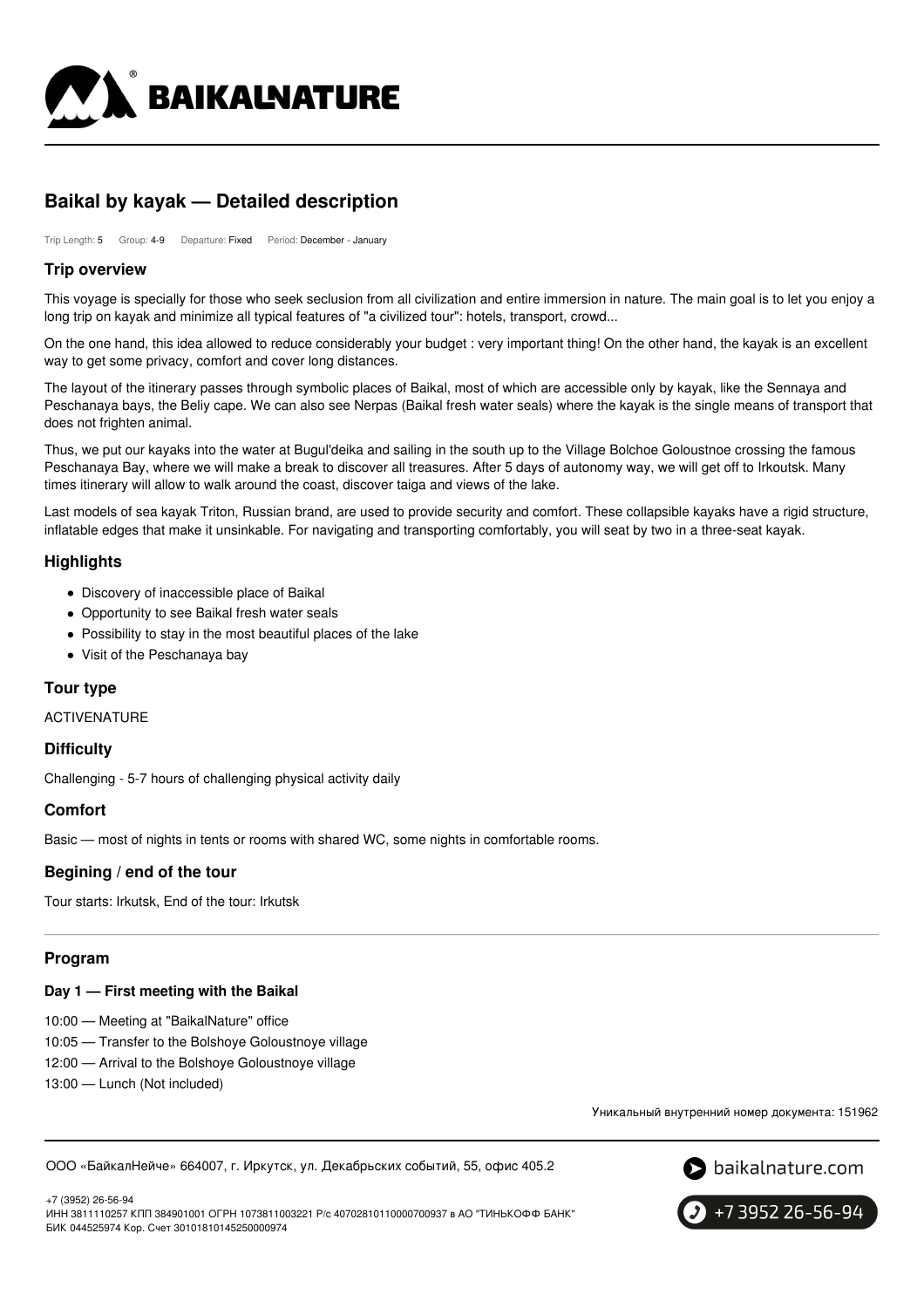# Baikal by kayak — Detailed description

Trip Length: 5 Group: 4-9 Departure: Fixed Period: December - January

## Trip overview

This voyage is specially for those who seek seclusion from all civilization and entire immersion in nature. The main goal is to let you enjoy a long trip on kayak and minimize all typical features of "a civilized tour": hotels, transport, crowd...

On the one hand, this idea allowed to reduce considerably your budget : very important thing! On the other hand, the kayak is an excellent way to get some privacy, comfort and cover long distances.

The layout of the itinerary passes through symbolic places of Baikal, most of which are accessible only by kayak, like the Sennaya and Peschanaya bays, the Beliy cape. We can also see Nerpas (Baikal fresh water seals) where the kayak is the single means of transport that does not frighten animal.

Thus, we put our kayaks into the water at Bugul'deika and sailing in the south up to the Village Bolchoe Goloustnoe crossing the famous Peschanaya Bay, where we will make a break to discover all treasures. After 5 days of autonomy way, we will get off to Irkoutsk. Many times itinerary will allow to walk around the coast, discover taiga and views of the lake.

Last models of sea kayak Triton, Russian brand, are used to provide security and comfort. These collapsible kayaks have a rigid structure, inflatable edges that make it unsinkable. For navigating and transporting comfortably, you will seat by two in a three-seat kayak.

## Highlights

- Discovery of inaccessible place of Baikal
- Opportunity to see Baikal fresh water seals
- Possibility to stay in the most beautiful places of the lake
- Visit of the Peschanaya bay

## Tour type

ACTIVENATURE

## Difficulty

Challenging - 5-7 hours of challenging physical activity daily

## Comfort

Basic — most of nights in tents or rooms with shared WC, some nights in comfortable rooms.

## Begining / end of the tour

Tour starts: Irkutsk, End of the tour: Irkutsk

## Program

### Day 1 — First meeting with the Baikal

10:00 — Meeting at "BaikalNature" office

10:05 — Transfer to the Bolshoye Goloustnoye village

12:00 — Arrival to the Bolshoye Goloustnoye village

13:00 — Lunch (Not included)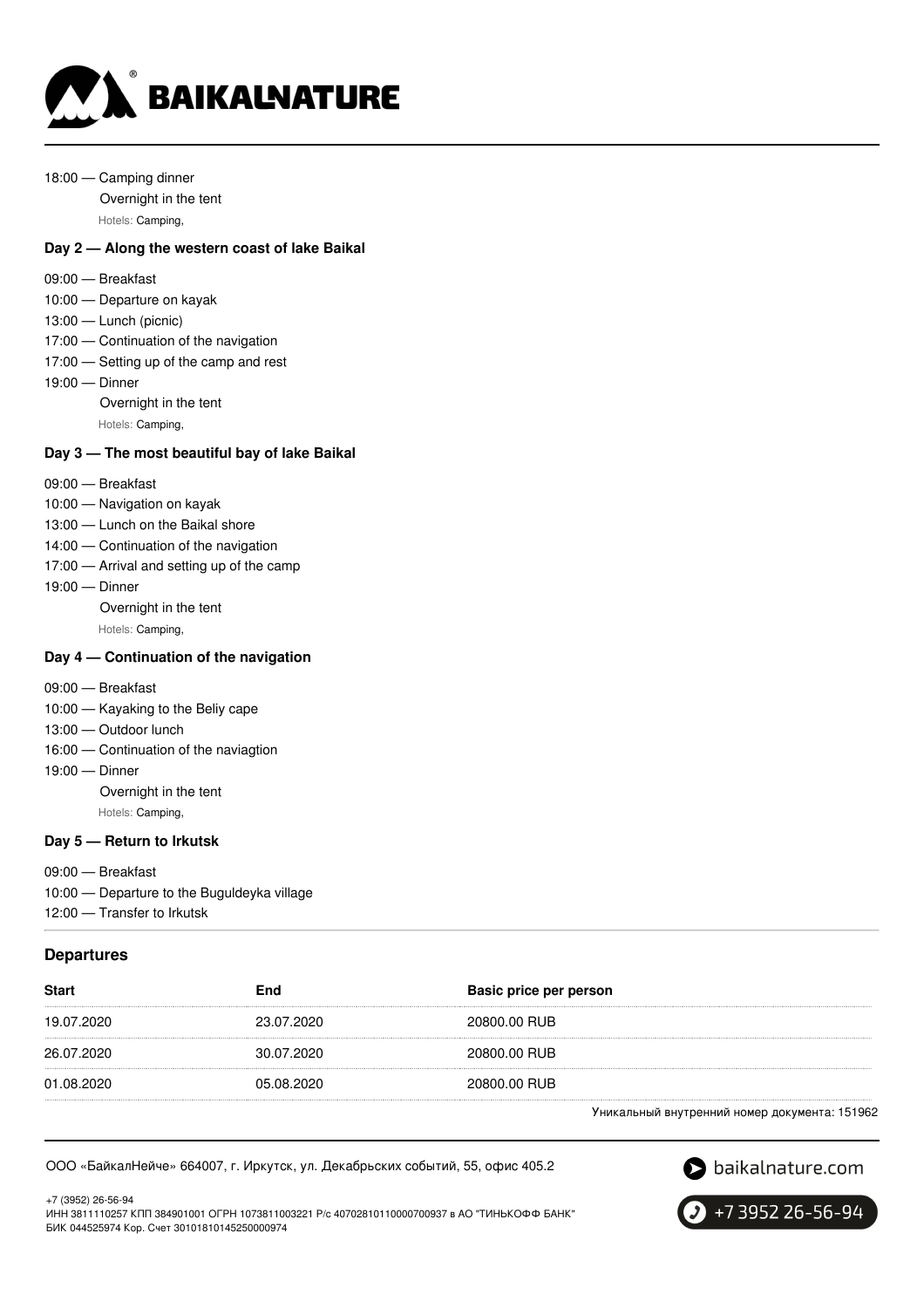18:00 — Camping dinner

Overnight in the tent

Hotels: Camping,

**Day 2 — Along the western coast of lake Baikal**

09:00 — Breakfast
10:00 — Departure on kayak
13:00 — Lunch (picnic)
17:00 — Continuation of the navigation
17:00 — Setting up of the camp and rest
19:00 — Dinner

Overnight in the tent

Hotels: Camping,

**Day 3 — The most beautiful bay of lake Baikal**

09:00 — Breakfast
10:00 — Navigation on kayak
13:00 — Lunch on the Baikal shore
14:00 — Continuation of the navigation
17:00 — Arrival and setting up of the camp
19:00 — Dinner

Overnight in the tent

Hotels: Camping,

**Day 4 — Continuation of the navigation**

09:00 — Breakfast
10:00 — Kayaking to the Beliy cape
13:00 — Outdoor lunch
16:00 — Continuation of the naviagtion
19:00 — Dinner

Overnight in the tent

Hotels: Camping,

**Day 5 — Return to Irkutsk**

09:00 — Breakfast
10:00 — Departure to the Buguldeyka village
12:00 — Transfer to Irkutsk

## Departures

| Start | End | Basic price per person |
|---|---|---|
| 19.07.2020 | 23.07.2020 | 20800.00 RUB |
| 26.07.2020 | 30.07.2020 | 20800.00 RUB |
| 01.08.2020 | 05.08.2020 | 20800.00 RUB |

Уникальный внутренний номер документа: 151962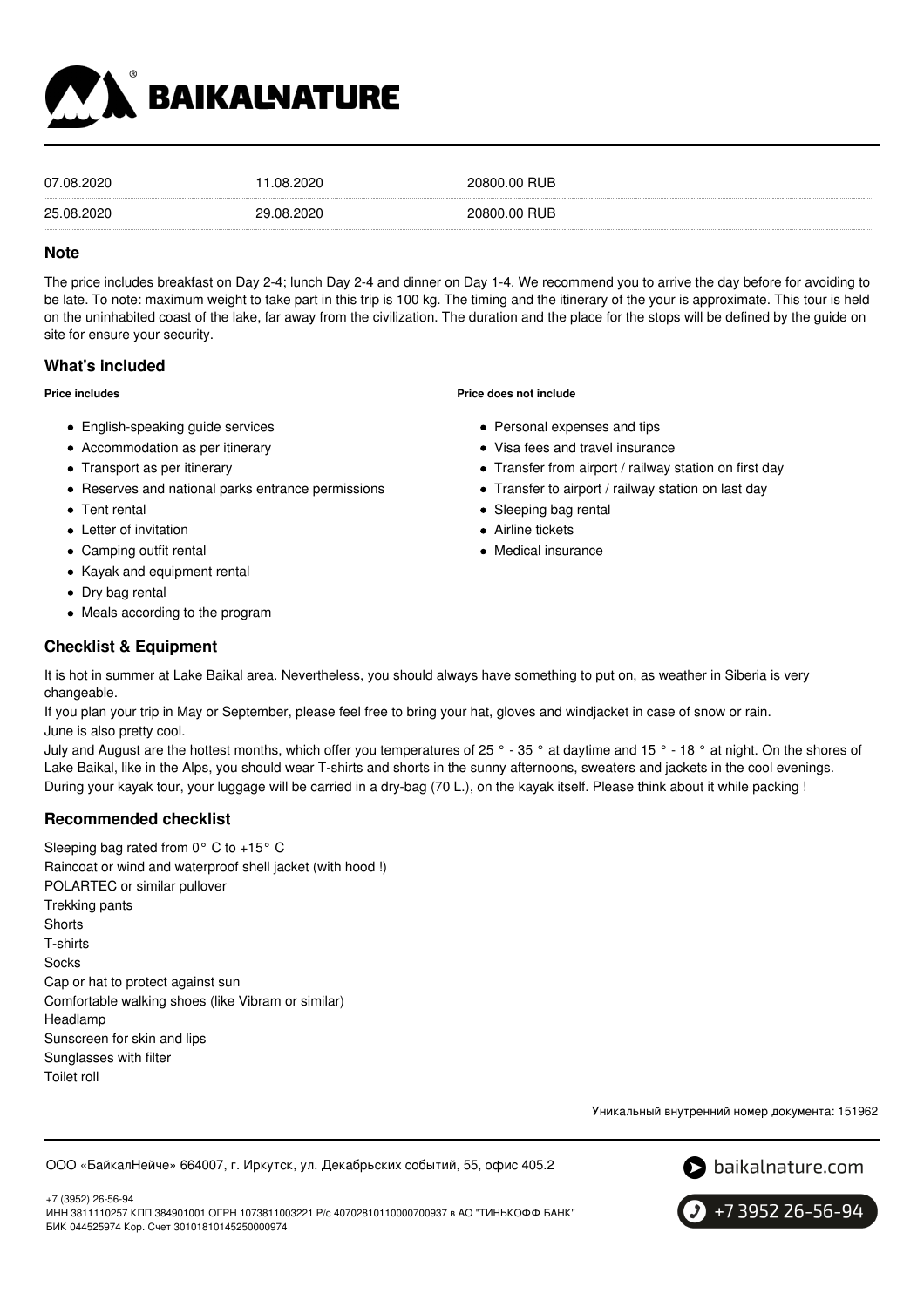| 07.08.2020 | 11.08.2020 | 20800.00 RUB |
| --- | --- | --- |
| 25.08.2020 | 29.08.2020 | 20800.00 RUB |

## Note

The price includes breakfast on Day 2-4; lunch Day 2-4 and dinner on Day 1-4. We recommend you to arrive the day before for avoiding to be late. To note: maximum weight to take part in this trip is 100 kg. The timing and the itinerary of the your is approximate. This tour is held on the uninhabited coast of the lake, far away from the civilization. The duration and the place for the stops will be defined by the guide on site for ensure your security.

## What's included

**Price includes**

- English-speaking guide services
- Accommodation as per itinerary
- Transport as per itinerary
- Reserves and national parks entrance permissions
- Tent rental
- Letter of invitation
- Camping outfit rental
- Kayak and equipment rental
- Dry bag rental
- Meals according to the program

**Price does not include**

- Personal expenses and tips
- Visa fees and travel insurance
- Transfer from airport / railway station on first day
- Transfer to airport / railway station on last day
- Sleeping bag rental
- Airline tickets
- Medical insurance

## Checklist & Equipment

It is hot in summer at Lake Baikal area. Nevertheless, you should always have something to put on, as weather in Siberia is very changeable.

If you plan your trip in May or September, please feel free to bring your hat, gloves and windjacket in case of snow or rain.
June is also pretty cool.

July and August are the hottest months, which offer you temperatures of 25 ° - 35 ° at daytime and 15 ° - 18 ° at night. On the shores of Lake Baikal, like in the Alps, you should wear T-shirts and shorts in the sunny afternoons, sweaters and jackets in the cool evenings.
During your kayak tour, your luggage will be carried in a dry-bag (70 L.), on the kayak itself. Please think about it while packing !

## Recommended checklist

Sleeping bag rated from 0° C to +15° C
Raincoat or wind and waterproof shell jacket (with hood !)
POLARTEC or similar pullover
Trekking pants
Shorts
T-shirts
Socks
Cap or hat to protect against sun
Comfortable walking shoes (like Vibram or similar)
Headlamp
Sunscreen for skin and lips
Sunglasses with filter
Toilet roll

Уникальный внутренний номер документа: 151962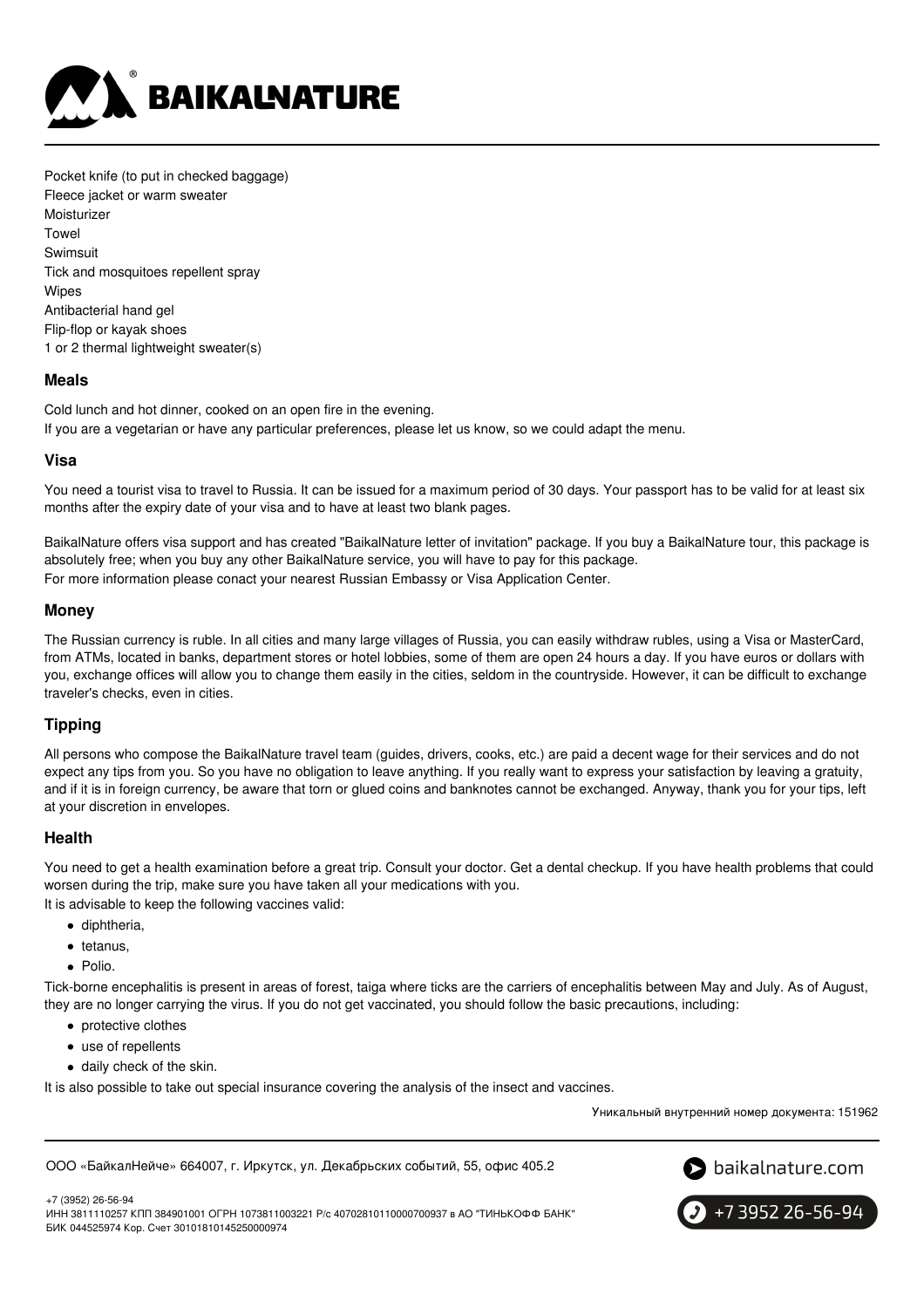Pocket knife (to put in checked baggage)
Fleece jacket or warm sweater
Moisturizer
Towel
Swimsuit
Tick and mosquitoes repellent spray
Wipes
Antibacterial hand gel
Flip-flop or kayak shoes
1 or 2 thermal lightweight sweater(s)

### Meals

Cold lunch and hot dinner, cooked on an open fire in the evening.
If you are a vegetarian or have any particular preferences, please let us know, so we could adapt the menu.

### Visa

You need a tourist visa to travel to Russia. It can be issued for a maximum period of 30 days. Your passport has to be valid for at least six months after the expiry date of your visa and to have at least two blank pages.

BaikalNature offers visa support and has created "BaikalNature letter of invitation" package. If you buy a BaikalNature tour, this package is absolutely free; when you buy any other BaikalNature service, you will have to pay for this package.
For more information please conact your nearest Russian Embassy or Visa Application Center.

### Money

The Russian currency is ruble. In all cities and many large villages of Russia, you can easily withdraw rubles, using a Visa or MasterCard, from ATMs, located in banks, department stores or hotel lobbies, some of them are open 24 hours a day. If you have euros or dollars with you, exchange offices will allow you to change them easily in the cities, seldom in the countryside. However, it can be difficult to exchange traveler's checks, even in cities.

### Tipping

All persons who compose the BaikalNature travel team (guides, drivers, cooks, etc.) are paid a decent wage for their services and do not expect any tips from you. So you have no obligation to leave anything. If you really want to express your satisfaction by leaving a gratuity, and if it is in foreign currency, be aware that torn or glued coins and banknotes cannot be exchanged. Anyway, thank you for your tips, left at your discretion in envelopes.

### Health

You need to get a health examination before a great trip. Consult your doctor. Get a dental checkup. If you have health problems that could worsen during the trip, make sure you have taken all your medications with you.
It is advisable to keep the following vaccines valid:

- diphtheria,
- tetanus,
- Polio.

Tick-borne encephalitis is present in areas of forest, taiga where ticks are the carriers of encephalitis between May and July. As of August, they are no longer carrying the virus. If you do not get vaccinated, you should follow the basic precautions, including:

- protective clothes
- use of repellents
- daily check of the skin.

It is also possible to take out special insurance covering the analysis of the insect and vaccines.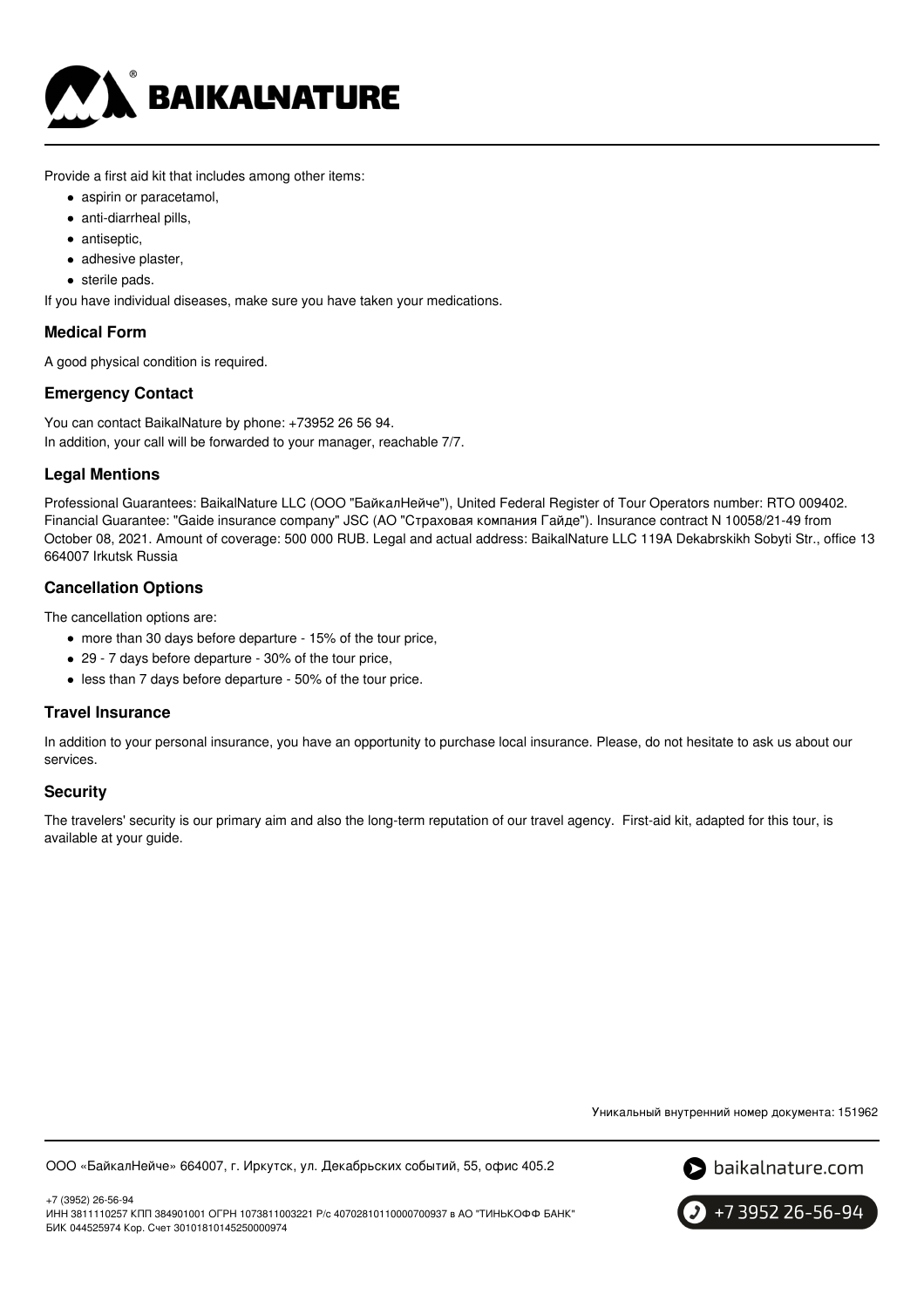Provide a first aid kit that includes among other items:

- aspirin or paracetamol,
- anti-diarrheal pills,
- antiseptic,
- adhesive plaster,
- sterile pads.

If you have individual diseases, make sure you have taken your medications.

### Medical Form

A good physical condition is required.

### Emergency Contact

You can contact BaikalNature by phone: +73952 26 56 94.
In addition, your call will be forwarded to your manager, reachable 7/7.

### Legal Mentions

Professional Guarantees: BaikalNature LLC (ООО "БайкалНейче"), United Federal Register of Tour Operators number: RTO 009402. Financial Guarantee: "Gaide insurance company" JSC (АО "Страховая компания Гайде"). Insurance contract N 10058/21-49 from October 08, 2021. Amount of coverage: 500 000 RUB. Legal and actual address: BaikalNature LLC 119A Dekabrskikh Sobyti Str., office 13 664007 Irkutsk Russia

### Cancellation Options

The cancellation options are:

- more than 30 days before departure - 15% of the tour price,
- 29 - 7 days before departure - 30% of the tour price,
- less than 7 days before departure - 50% of the tour price.

### Travel Insurance

In addition to your personal insurance, you have an opportunity to purchase local insurance. Please, do not hesitate to ask us about our services.

### Security

The travelers' security is our primary aim and also the long-term reputation of our travel agency. First-aid kit, adapted for this tour, is available at your guide.

Уникальный внутренний номер документа: 151962